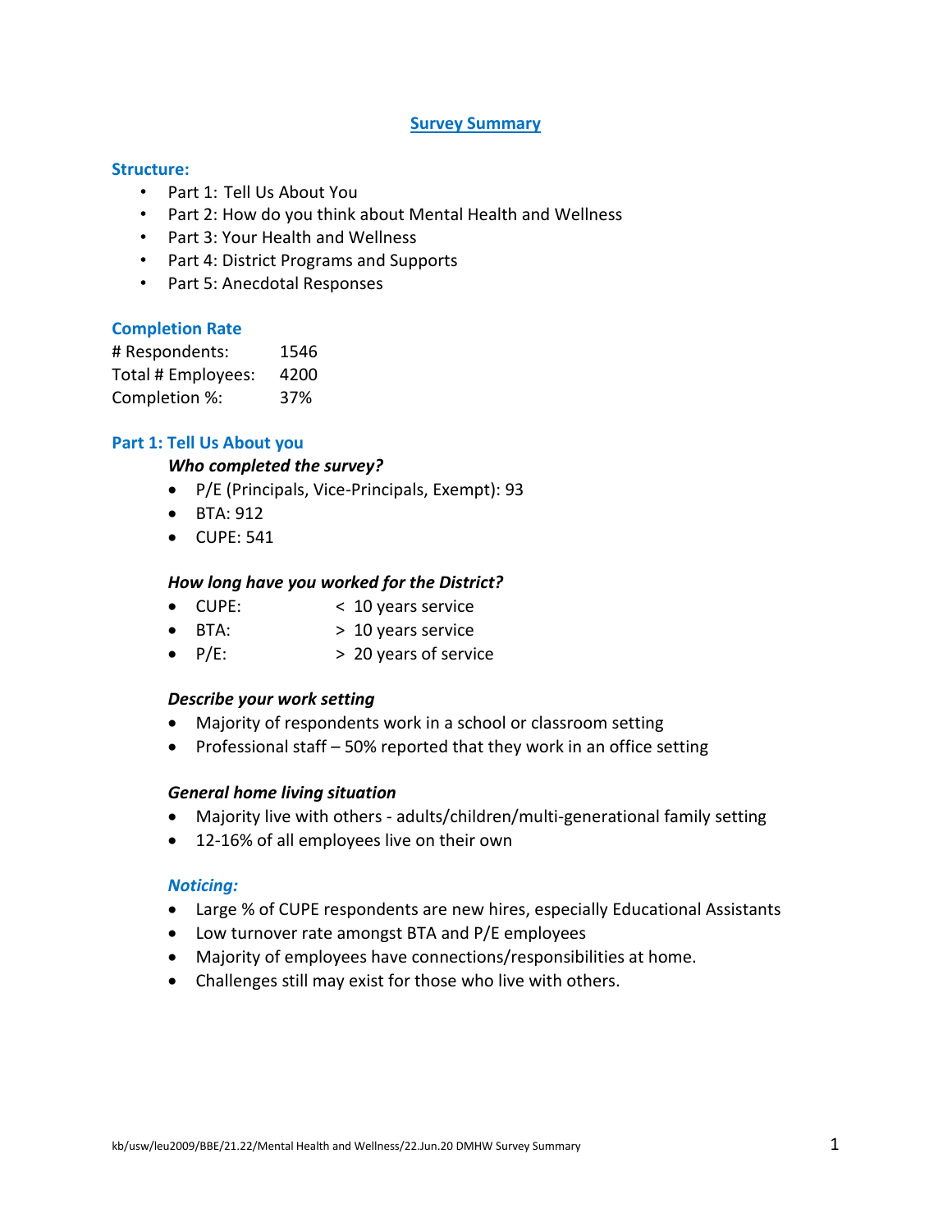# Survey Summary

## Structure:

- Part 1: Tell Us About You
- Part 2: How do you think about Mental Health and Wellness
- Part 3: Your Health and Wellness
- Part 4: District Programs and Supports
- Part 5: Anecdotal Responses

## Completion Rate

| | |
|---|---|
| # Respondents: | 1546 |
| Total # Employees: | 4200 |
| Completion %: | 37% |

## Part 1: Tell Us About you

***Who completed the survey?***

- P/E (Principals, Vice-Principals, Exempt): 93
- BTA: 912
- CUPE: 541

***How long have you worked for the District?***

- CUPE: < 10 years service
- BTA: > 10 years service
- P/E: > 20 years of service

***Describe your work setting***

- Majority of respondents work in a school or classroom setting
- Professional staff – 50% reported that they work in an office setting

***General home living situation***

- Majority live with others - adults/children/multi-generational family setting
- 12-16% of all employees live on their own

***Noticing:***

- Large % of CUPE respondents are new hires, especially Educational Assistants
- Low turnover rate amongst BTA and P/E employees
- Majority of employees have connections/responsibilities at home.
- Challenges still may exist for those who live with others.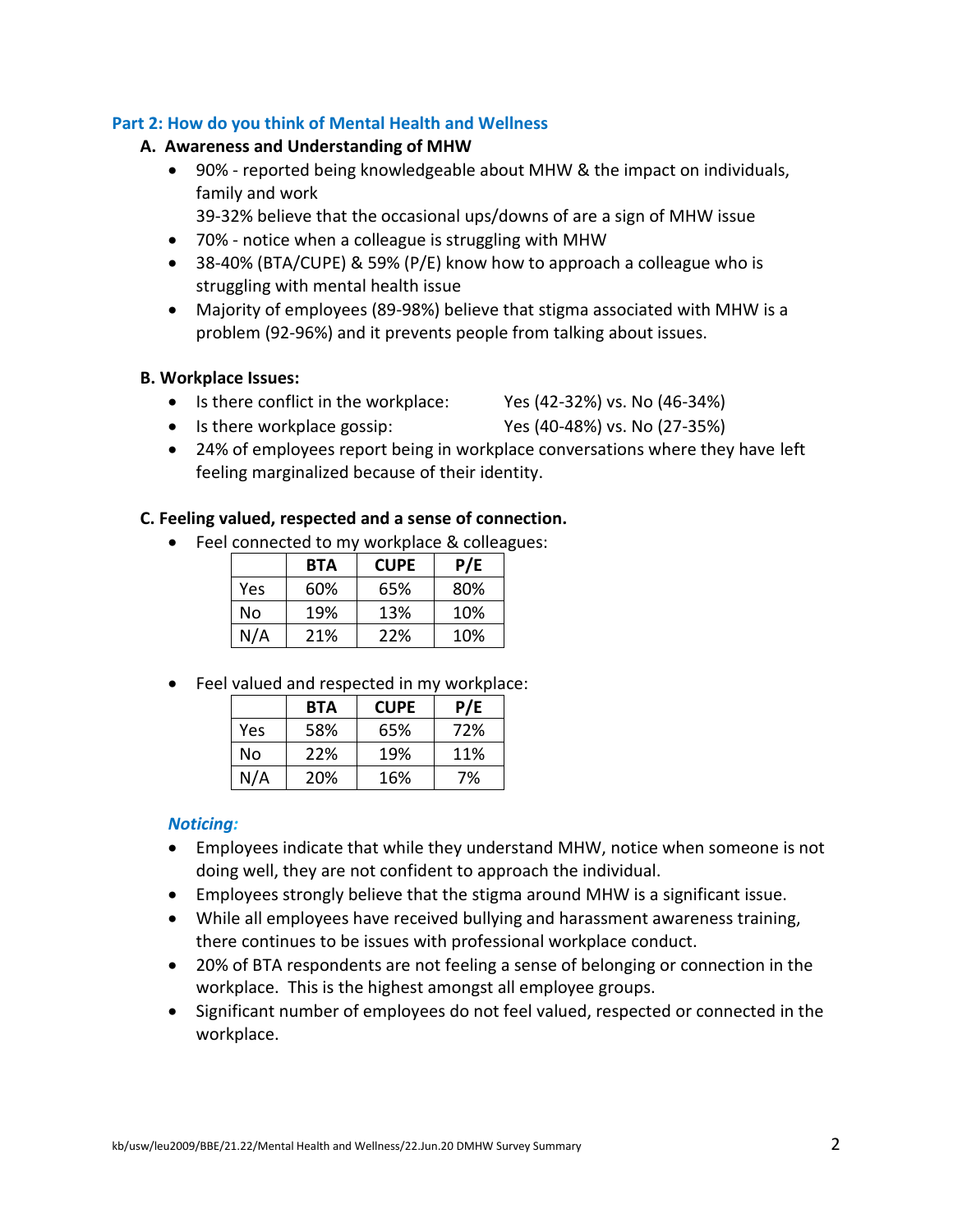## Part 2: How do you think of Mental Health and Wellness

### A. Awareness and Understanding of MHW

- 90% - reported being knowledgeable about MHW & the impact on individuals, family and work
  39-32% believe that the occasional ups/downs of are a sign of MHW issue
- 70% - notice when a colleague is struggling with MHW
- 38-40% (BTA/CUPE) & 59% (P/E) know how to approach a colleague who is struggling with mental health issue
- Majority of employees (89-98%) believe that stigma associated with MHW is a problem (92-96%) and it prevents people from talking about issues.

### B. Workplace Issues:

- Is there conflict in the workplace: Yes (42-32%) vs. No (46-34%)
- Is there workplace gossip: Yes (40-48%) vs. No (27-35%)
- 24% of employees report being in workplace conversations where they have left feeling marginalized because of their identity.

### C. Feeling valued, respected and a sense of connection.

- Feel connected to my workplace & colleagues:

| | BTA | CUPE | P/E |
|---|---|---|---|
| Yes | 60% | 65% | 80% |
| No | 19% | 13% | 10% |
| N/A | 21% | 22% | 10% |

- Feel valued and respected in my workplace:

| | BTA | CUPE | P/E |
|---|---|---|---|
| Yes | 58% | 65% | 72% |
| No | 22% | 19% | 11% |
| N/A | 20% | 16% | 7% |

***Noticing:***

- Employees indicate that while they understand MHW, notice when someone is not doing well, they are not confident to approach the individual.
- Employees strongly believe that the stigma around MHW is a significant issue.
- While all employees have received bullying and harassment awareness training, there continues to be issues with professional workplace conduct.
- 20% of BTA respondents are not feeling a sense of belonging or connection in the workplace. This is the highest amongst all employee groups.
- Significant number of employees do not feel valued, respected or connected in the workplace.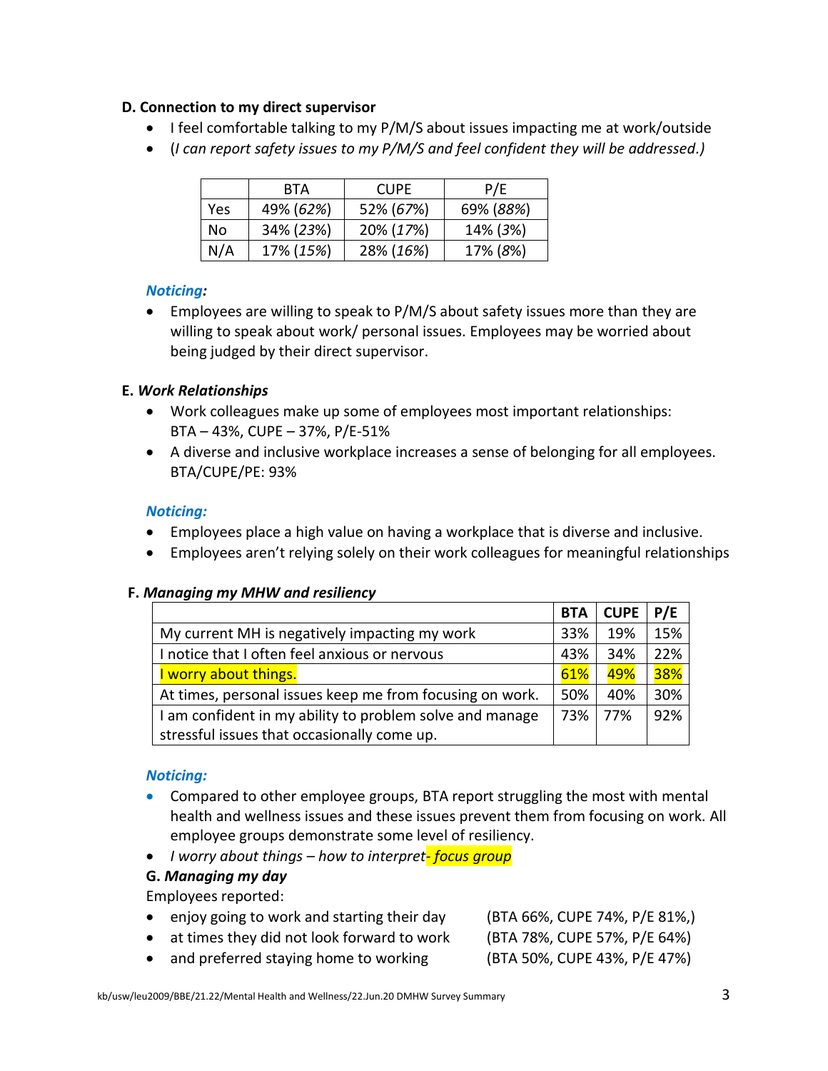### D. Connection to my direct supervisor

- I feel comfortable talking to my P/M/S about issues impacting me at work/outside
- (*I can report safety issues to my P/M/S and feel confident they will be addressed.*)

| | BTA | CUPE | P/E |
|---|---|---|---|
| Yes | 49% (*62%*) | 52% (*67%*) | 69% (*88%*) |
| No | 34% (*23%*) | 20% (*17%*) | 14% (*3%*) |
| N/A | 17% (*15%*) | 28% (*16%*) | 17% (*8%*) |

***Noticing:***

- Employees are willing to speak to P/M/S about safety issues more than they are willing to speak about work/ personal issues. Employees may be worried about being judged by their direct supervisor.

### E. *Work Relationships*

- Work colleagues make up some of employees most important relationships: BTA – 43%, CUPE – 37%, P/E-51%
- A diverse and inclusive workplace increases a sense of belonging for all employees. BTA/CUPE/PE: 93%

***Noticing:***

- Employees place a high value on having a workplace that is diverse and inclusive.
- Employees aren't relying solely on their work colleagues for meaningful relationships

### F. *Managing my MHW and resiliency*

| | BTA | CUPE | P/E |
|---|---|---|---|
| My current MH is negatively impacting my work | 33% | 19% | 15% |
| I notice that I often feel anxious or nervous | 43% | 34% | 22% |
| I worry about things. | 61% | 49% | 38% |
| At times, personal issues keep me from focusing on work. | 50% | 40% | 30% |
| I am confident in my ability to problem solve and manage stressful issues that occasionally come up. | 73% | 77% | 92% |

***Noticing:***

- Compared to other employee groups, BTA report struggling the most with mental health and wellness issues and these issues prevent them from focusing on work. All employee groups demonstrate some level of resiliency.
- *I worry about things – how to interpret- focus group*

### G. *Managing my day*

Employees reported:

- enjoy going to work and starting their day (BTA 66%, CUPE 74%, P/E 81%,)
- at times they did not look forward to work (BTA 78%, CUPE 57%, P/E 64%)
- and preferred staying home to working (BTA 50%, CUPE 43%, P/E 47%)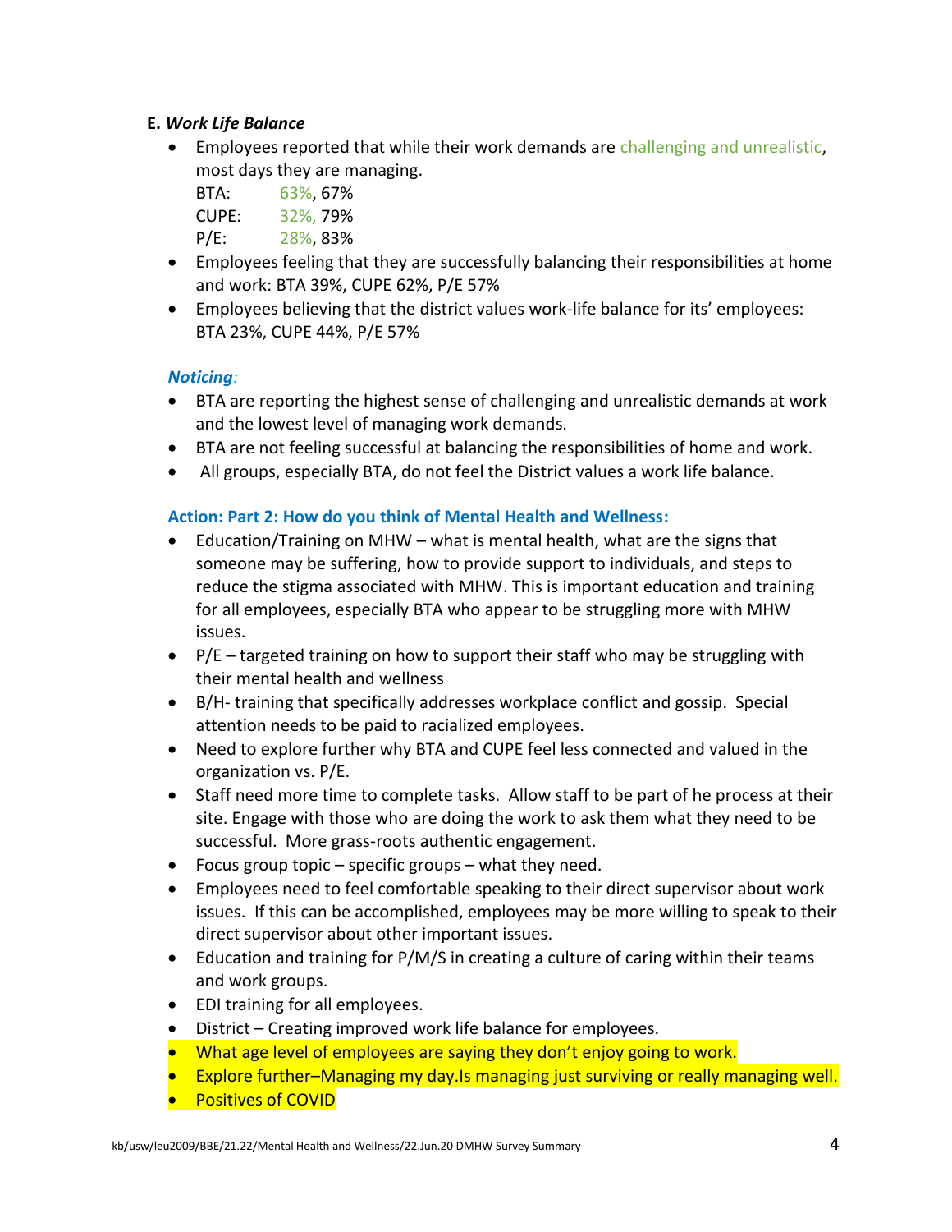### E. *Work Life Balance*

- Employees reported that while their work demands are challenging and unrealistic, most days they are managing.
  BTA: 63%, 67%
  CUPE: 32%, 79%
  P/E: 28%, 83%
- Employees feeling that they are successfully balancing their responsibilities at home and work: BTA 39%, CUPE 62%, P/E 57%
- Employees believing that the district values work-life balance for its' employees: BTA 23%, CUPE 44%, P/E 57%

***Noticing:***

- BTA are reporting the highest sense of challenging and unrealistic demands at work and the lowest level of managing work demands.
- BTA are not feeling successful at balancing the responsibilities of home and work.
- All groups, especially BTA, do not feel the District values a work life balance.

**Action: Part 2: How do you think of Mental Health and Wellness:**

- Education/Training on MHW – what is mental health, what are the signs that someone may be suffering, how to provide support to individuals, and steps to reduce the stigma associated with MHW. This is important education and training for all employees, especially BTA who appear to be struggling more with MHW issues.
- P/E – targeted training on how to support their staff who may be struggling with their mental health and wellness
- B/H- training that specifically addresses workplace conflict and gossip. Special attention needs to be paid to racialized employees.
- Need to explore further why BTA and CUPE feel less connected and valued in the organization vs. P/E.
- Staff need more time to complete tasks. Allow staff to be part of he process at their site. Engage with those who are doing the work to ask them what they need to be successful. More grass-roots authentic engagement.
- Focus group topic – specific groups – what they need.
- Employees need to feel comfortable speaking to their direct supervisor about work issues. If this can be accomplished, employees may be more willing to speak to their direct supervisor about other important issues.
- Education and training for P/M/S in creating a culture of caring within their teams and work groups.
- EDI training for all employees.
- District – Creating improved work life balance for employees.
- What age level of employees are saying they don't enjoy going to work.
- Explore further–Managing my day.Is managing just surviving or really managing well.
- Positives of COVID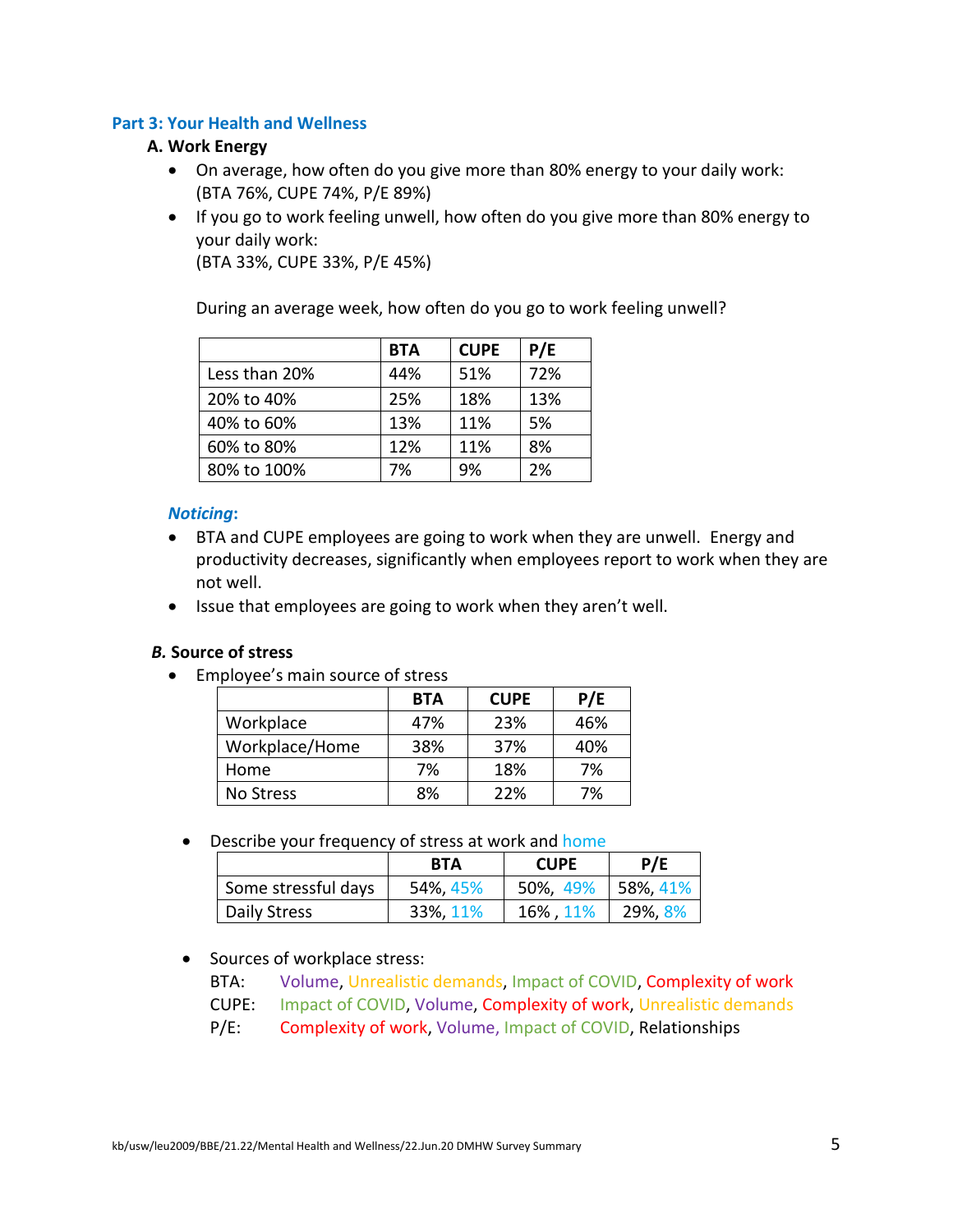## Part 3: Your Health and Wellness

### A. Work Energy

- On average, how often do you give more than 80% energy to your daily work: (BTA 76%, CUPE 74%, P/E 89%)
- If you go to work feeling unwell, how often do you give more than 80% energy to your daily work: (BTA 33%, CUPE 33%, P/E 45%)

During an average week, how often do you go to work feeling unwell?

| | BTA | CUPE | P/E |
|---|---|---|---|
| Less than 20% | 44% | 51% | 72% |
| 20% to 40% | 25% | 18% | 13% |
| 40% to 60% | 13% | 11% | 5% |
| 60% to 80% | 12% | 11% | 8% |
| 80% to 100% | 7% | 9% | 2% |

***Noticing*:**

- BTA and CUPE employees are going to work when they are unwell. Energy and productivity decreases, significantly when employees report to work when they are not well.
- Issue that employees are going to work when they aren't well.

### *B.* Source of stress

- Employee's main source of stress

| | BTA | CUPE | P/E |
|---|---|---|---|
| Workplace | 47% | 23% | 46% |
| Workplace/Home | 38% | 37% | 40% |
| Home | 7% | 18% | 7% |
| No Stress | 8% | 22% | 7% |

- Describe your frequency of stress at work and home

| | BTA | CUPE | P/E |
|---|---|---|---|
| Some stressful days | 54%, 45% | 50%, 49% | 58%, 41% |
| Daily Stress | 33%, 11% | 16% , 11% | 29%, 8% |

- Sources of workplace stress:

BTA: Volume, Unrealistic demands, Impact of COVID, Complexity of work
CUPE: Impact of COVID, Volume, Complexity of work, Unrealistic demands
P/E: Complexity of work, Volume, Impact of COVID, Relationships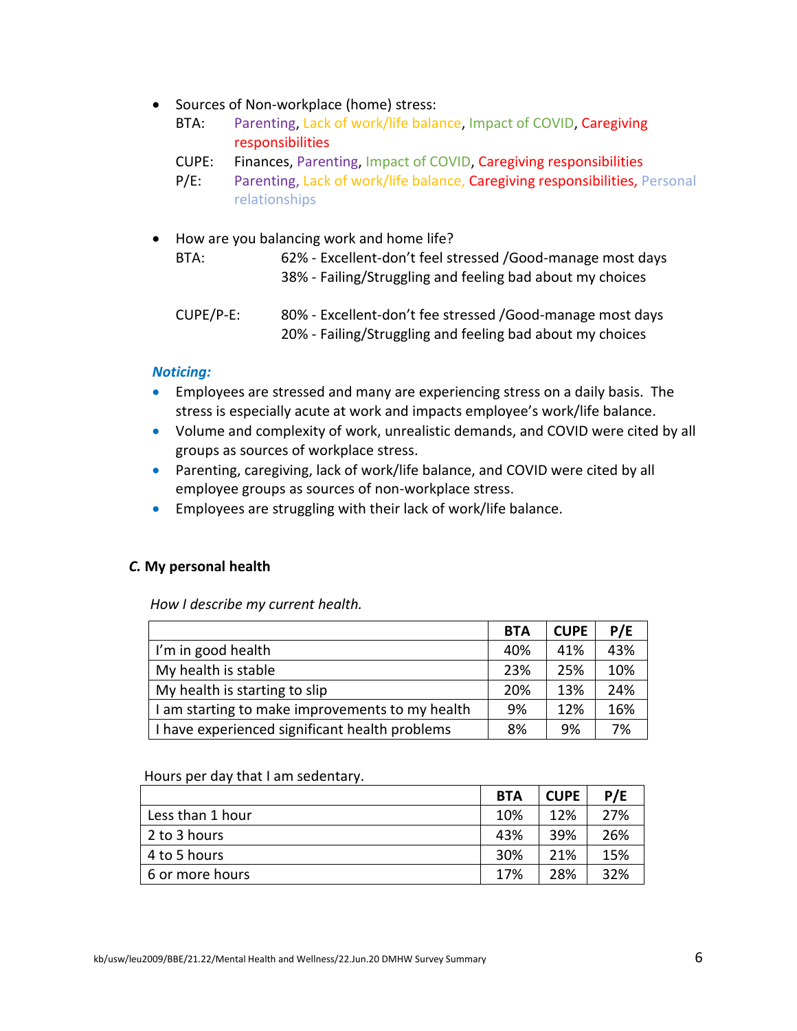- Sources of Non-workplace (home) stress:
  - BTA: Parenting, Lack of work/life balance, Impact of COVID, Caregiving responsibilities
  - CUPE: Finances, Parenting, Impact of COVID, Caregiving responsibilities
  - P/E: Parenting, Lack of work/life balance, Caregiving responsibilities, Personal relationships

- How are you balancing work and home life?
  - BTA:
    - 62% - Excellent-don't feel stressed /Good-manage most days
    - 38% - Failing/Struggling and feeling bad about my choices
  - CUPE/P-E:
    - 80% - Excellent-don't fee stressed /Good-manage most days
    - 20% - Failing/Struggling and feeling bad about my choices

***Noticing:***

- Employees are stressed and many are experiencing stress on a daily basis. The stress is especially acute at work and impacts employee's work/life balance.
- Volume and complexity of work, unrealistic demands, and COVID were cited by all groups as sources of workplace stress.
- Parenting, caregiving, lack of work/life balance, and COVID were cited by all employee groups as sources of non-workplace stress.
- Employees are struggling with their lack of work/life balance.

### *C.* My personal health

*How I describe my current health.*

| | BTA | CUPE | P/E |
|---|---|---|---|
| I'm in good health | 40% | 41% | 43% |
| My health is stable | 23% | 25% | 10% |
| My health is starting to slip | 20% | 13% | 24% |
| I am starting to make improvements to my health | 9% | 12% | 16% |
| I have experienced significant health problems | 8% | 9% | 7% |

Hours per day that I am sedentary.

| | BTA | CUPE | P/E |
|---|---|---|---|
| Less than 1 hour | 10% | 12% | 27% |
| 2 to 3 hours | 43% | 39% | 26% |
| 4 to 5 hours | 30% | 21% | 15% |
| 6 or more hours | 17% | 28% | 32% |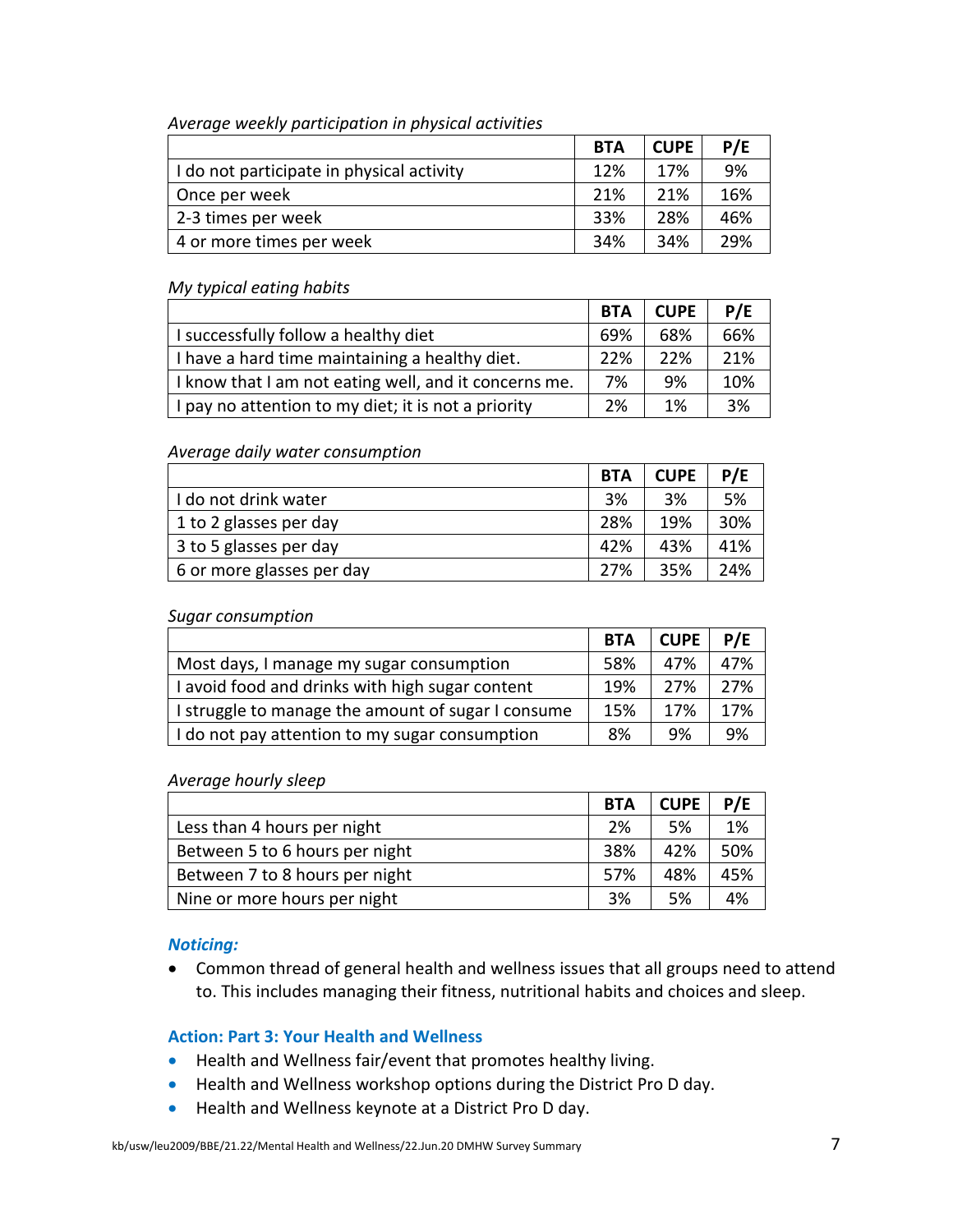*Average weekly participation in physical activities*

| | BTA | CUPE | P/E |
|---|---|---|---|
| I do not participate in physical activity | 12% | 17% | 9% |
| Once per week | 21% | 21% | 16% |
| 2-3 times per week | 33% | 28% | 46% |
| 4 or more times per week | 34% | 34% | 29% |

*My typical eating habits*

| | BTA | CUPE | P/E |
|---|---|---|---|
| I successfully follow a healthy diet | 69% | 68% | 66% |
| I have a hard time maintaining a healthy diet. | 22% | 22% | 21% |
| I know that I am not eating well, and it concerns me. | 7% | 9% | 10% |
| I pay no attention to my diet; it is not a priority | 2% | 1% | 3% |

*Average daily water consumption*

| | BTA | CUPE | P/E |
|---|---|---|---|
| I do not drink water | 3% | 3% | 5% |
| 1 to 2 glasses per day | 28% | 19% | 30% |
| 3 to 5 glasses per day | 42% | 43% | 41% |
| 6 or more glasses per day | 27% | 35% | 24% |

*Sugar consumption*

| | BTA | CUPE | P/E |
|---|---|---|---|
| Most days, I manage my sugar consumption | 58% | 47% | 47% |
| I avoid food and drinks with high sugar content | 19% | 27% | 27% |
| I struggle to manage the amount of sugar I consume | 15% | 17% | 17% |
| I do not pay attention to my sugar consumption | 8% | 9% | 9% |

*Average hourly sleep*

| | BTA | CUPE | P/E |
|---|---|---|---|
| Less than 4 hours per night | 2% | 5% | 1% |
| Between 5 to 6 hours per night | 38% | 42% | 50% |
| Between 7 to 8 hours per night | 57% | 48% | 45% |
| Nine or more hours per night | 3% | 5% | 4% |

***Noticing:***

- Common thread of general health and wellness issues that all groups need to attend to. This includes managing their fitness, nutritional habits and choices and sleep.

**Action: Part 3: Your Health and Wellness**

- Health and Wellness fair/event that promotes healthy living.
- Health and Wellness workshop options during the District Pro D day.
- Health and Wellness keynote at a District Pro D day.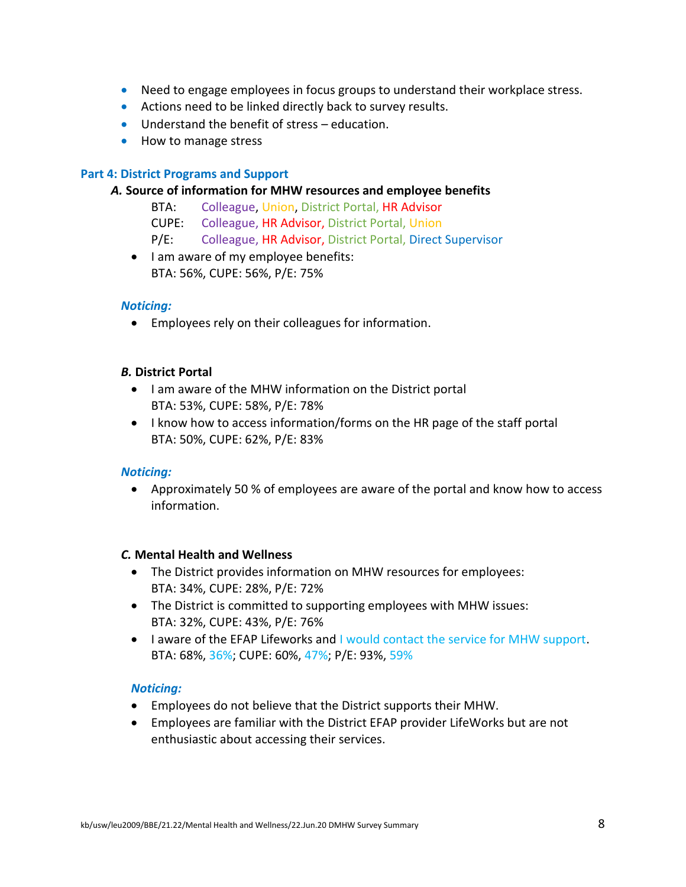- Need to engage employees in focus groups to understand their workplace stress.
- Actions need to be linked directly back to survey results.
- Understand the benefit of stress – education.
- How to manage stress

## Part 4: District Programs and Support

### *A.* Source of information for MHW resources and employee benefits

BTA: Colleague, Union, District Portal, HR Advisor
CUPE: Colleague, HR Advisor, District Portal, Union
P/E: Colleague, HR Advisor, District Portal, Direct Supervisor

- I am aware of my employee benefits:
  BTA: 56%, CUPE: 56%, P/E: 75%

***Noticing:***

- Employees rely on their colleagues for information.

### *B.* District Portal

- I am aware of the MHW information on the District portal
  BTA: 53%, CUPE: 58%, P/E: 78%
- I know how to access information/forms on the HR page of the staff portal
  BTA: 50%, CUPE: 62%, P/E: 83%

***Noticing:***

- Approximately 50 % of employees are aware of the portal and know how to access information.

### *C.* Mental Health and Wellness

- The District provides information on MHW resources for employees:
  BTA: 34%, CUPE: 28%, P/E: 72%
- The District is committed to supporting employees with MHW issues:
  BTA: 32%, CUPE: 43%, P/E: 76%
- I aware of the EFAP Lifeworks and I would contact the service for MHW support.
  BTA: 68%, 36%; CUPE: 60%, 47%; P/E: 93%, 59%

***Noticing:***

- Employees do not believe that the District supports their MHW.
- Employees are familiar with the District EFAP provider LifeWorks but are not enthusiastic about accessing their services.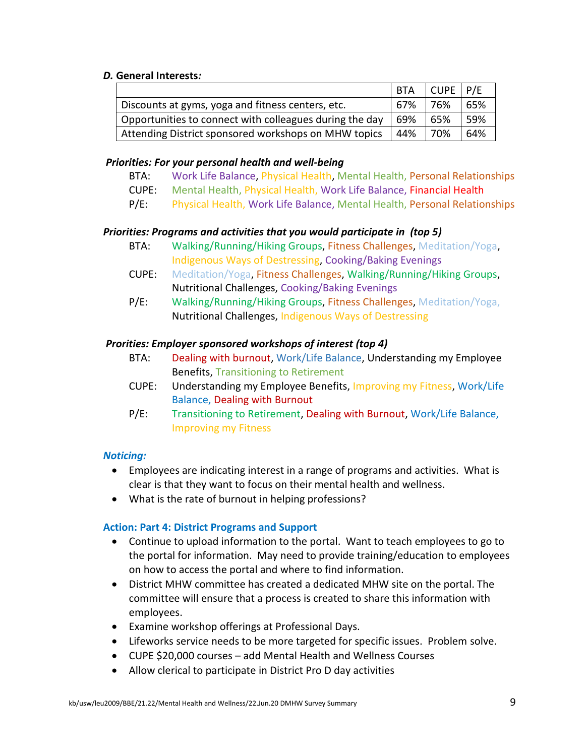***D.* General Interests*:***

| | BTA | CUPE | P/E |
|---|---|---|---|
| Discounts at gyms, yoga and fitness centers, etc. | 67% | 76% | 65% |
| Opportunities to connect with colleagues during the day | 69% | 65% | 59% |
| Attending District sponsored workshops on MHW topics | 44% | 70% | 64% |

***Priorities: For your personal health and well-being***

BTA: Work Life Balance, Physical Health, Mental Health, Personal Relationships
CUPE: Mental Health, Physical Health, Work Life Balance, Financial Health
P/E: Physical Health, Work Life Balance, Mental Health, Personal Relationships

***Priorities: Programs and activities that you would participate in (top 5)***

BTA: Walking/Running/Hiking Groups, Fitness Challenges, Meditation/Yoga, Indigenous Ways of Destressing, Cooking/Baking Evenings
CUPE: Meditation/Yoga, Fitness Challenges, Walking/Running/Hiking Groups, Nutritional Challenges, Cooking/Baking Evenings
P/E: Walking/Running/Hiking Groups, Fitness Challenges, Meditation/Yoga, Nutritional Challenges, Indigenous Ways of Destressing

***Prorities: Employer sponsored workshops of interest (top 4)***

BTA: Dealing with burnout, Work/Life Balance, Understanding my Employee Benefits, Transitioning to Retirement
CUPE: Understanding my Employee Benefits, Improving my Fitness, Work/Life Balance, Dealing with Burnout
P/E: Transitioning to Retirement, Dealing with Burnout, Work/Life Balance, Improving my Fitness

***Noticing:***

- Employees are indicating interest in a range of programs and activities. What is clear is that they want to focus on their mental health and wellness.
- What is the rate of burnout in helping professions?

**Action: Part 4: District Programs and Support**

- Continue to upload information to the portal. Want to teach employees to go to the portal for information. May need to provide training/education to employees on how to access the portal and where to find information.
- District MHW committee has created a dedicated MHW site on the portal. The committee will ensure that a process is created to share this information with employees.
- Examine workshop offerings at Professional Days.
- Lifeworks service needs to be more targeted for specific issues. Problem solve.
- CUPE $20,000 courses – add Mental Health and Wellness Courses
- Allow clerical to participate in District Pro D day activities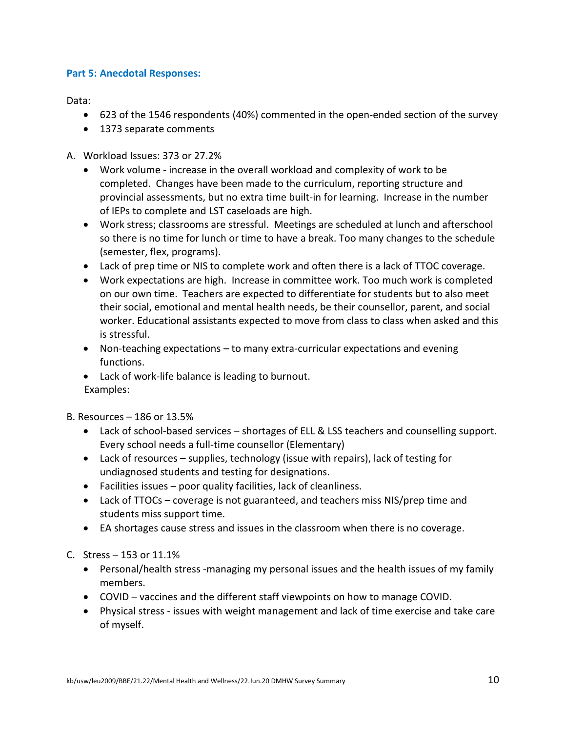### Part 5: Anecdotal Responses:

Data:

- 623 of the 1546 respondents (40%) commented in the open-ended section of the survey
- 1373 separate comments

A. Workload Issues: 373 or 27.2%

- Work volume - increase in the overall workload and complexity of work to be completed. Changes have been made to the curriculum, reporting structure and provincial assessments, but no extra time built-in for learning. Increase in the number of IEPs to complete and LST caseloads are high.
- Work stress; classrooms are stressful. Meetings are scheduled at lunch and afterschool so there is no time for lunch or time to have a break. Too many changes to the schedule (semester, flex, programs).
- Lack of prep time or NIS to complete work and often there is a lack of TTOC coverage.
- Work expectations are high. Increase in committee work. Too much work is completed on our own time. Teachers are expected to differentiate for students but to also meet their social, emotional and mental health needs, be their counsellor, parent, and social worker. Educational assistants expected to move from class to class when asked and this is stressful.
- Non-teaching expectations – to many extra-curricular expectations and evening functions.
- Lack of work-life balance is leading to burnout.

Examples:

B. Resources – 186 or 13.5%

- Lack of school-based services – shortages of ELL & LSS teachers and counselling support. Every school needs a full-time counsellor (Elementary)
- Lack of resources – supplies, technology (issue with repairs), lack of testing for undiagnosed students and testing for designations.
- Facilities issues – poor quality facilities, lack of cleanliness.
- Lack of TTOCs – coverage is not guaranteed, and teachers miss NIS/prep time and students miss support time.
- EA shortages cause stress and issues in the classroom when there is no coverage.

C. Stress – 153 or 11.1%

- Personal/health stress -managing my personal issues and the health issues of my family members.
- COVID – vaccines and the different staff viewpoints on how to manage COVID.
- Physical stress - issues with weight management and lack of time exercise and take care of myself.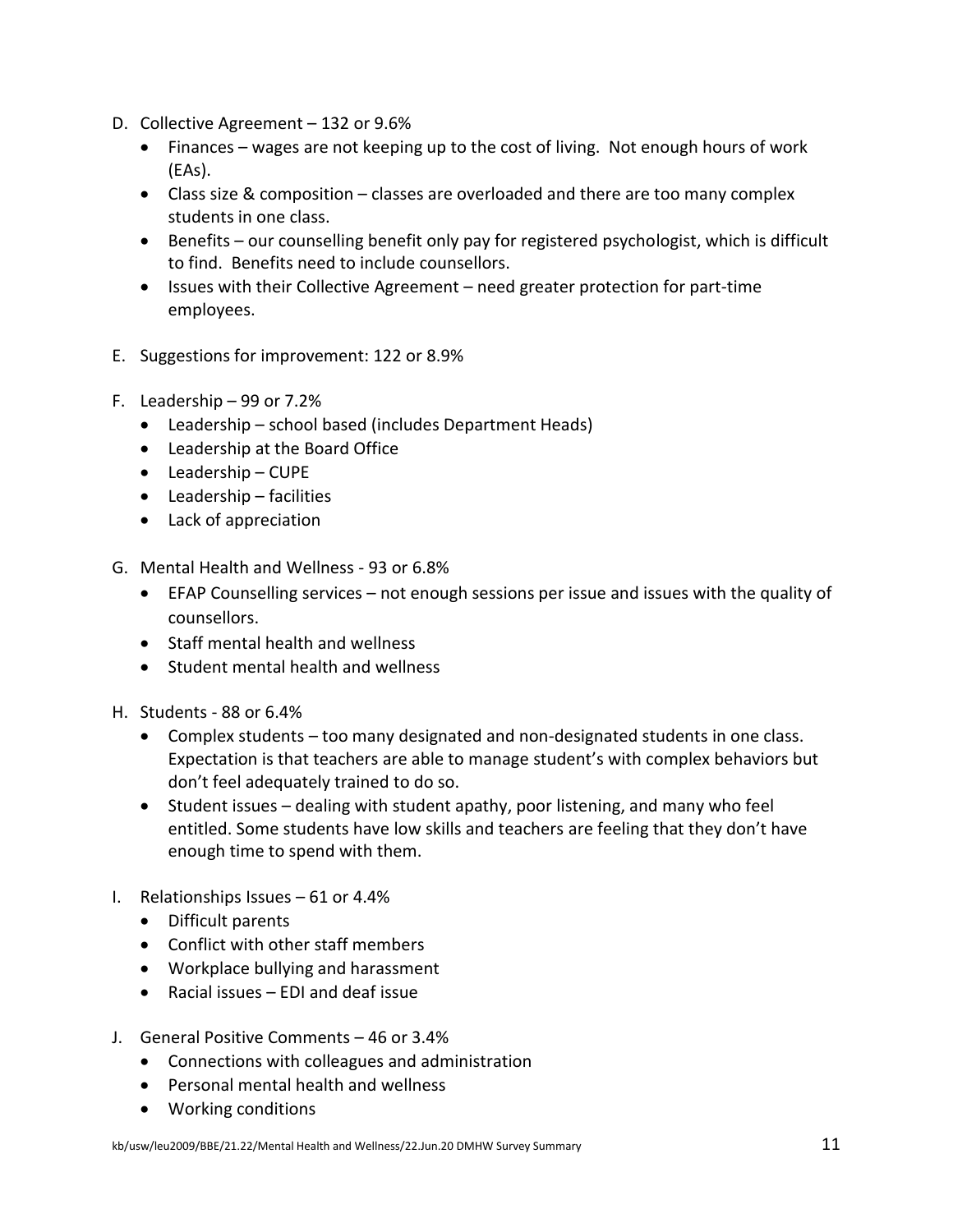D. Collective Agreement – 132 or 9.6%
    - Finances – wages are not keeping up to the cost of living. Not enough hours of work (EAs).
    - Class size & composition – classes are overloaded and there are too many complex students in one class.
    - Benefits – our counselling benefit only pay for registered psychologist, which is difficult to find. Benefits need to include counsellors.
    - Issues with their Collective Agreement – need greater protection for part-time employees.

E. Suggestions for improvement: 122 or 8.9%

F. Leadership – 99 or 7.2%
    - Leadership – school based (includes Department Heads)
    - Leadership at the Board Office
    - Leadership – CUPE
    - Leadership – facilities
    - Lack of appreciation

G. Mental Health and Wellness - 93 or 6.8%
    - EFAP Counselling services – not enough sessions per issue and issues with the quality of counsellors.
    - Staff mental health and wellness
    - Student mental health and wellness

H. Students - 88 or 6.4%
    - Complex students – too many designated and non-designated students in one class. Expectation is that teachers are able to manage student's with complex behaviors but don't feel adequately trained to do so.
    - Student issues – dealing with student apathy, poor listening, and many who feel entitled. Some students have low skills and teachers are feeling that they don't have enough time to spend with them.

I. Relationships Issues – 61 or 4.4%
    - Difficult parents
    - Conflict with other staff members
    - Workplace bullying and harassment
    - Racial issues – EDI and deaf issue

J. General Positive Comments – 46 or 3.4%
    - Connections with colleagues and administration
    - Personal mental health and wellness
    - Working conditions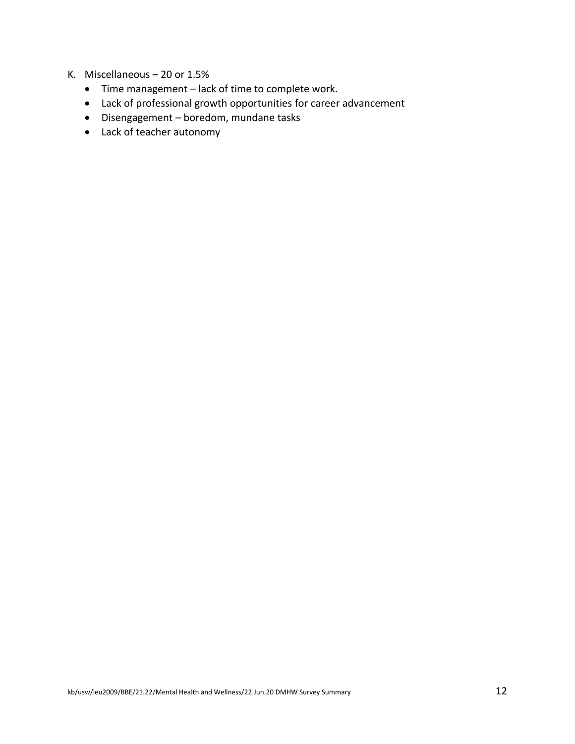K. Miscellaneous – 20 or 1.5%
   - Time management – lack of time to complete work.
   - Lack of professional growth opportunities for career advancement
   - Disengagement – boredom, mundane tasks
   - Lack of teacher autonomy